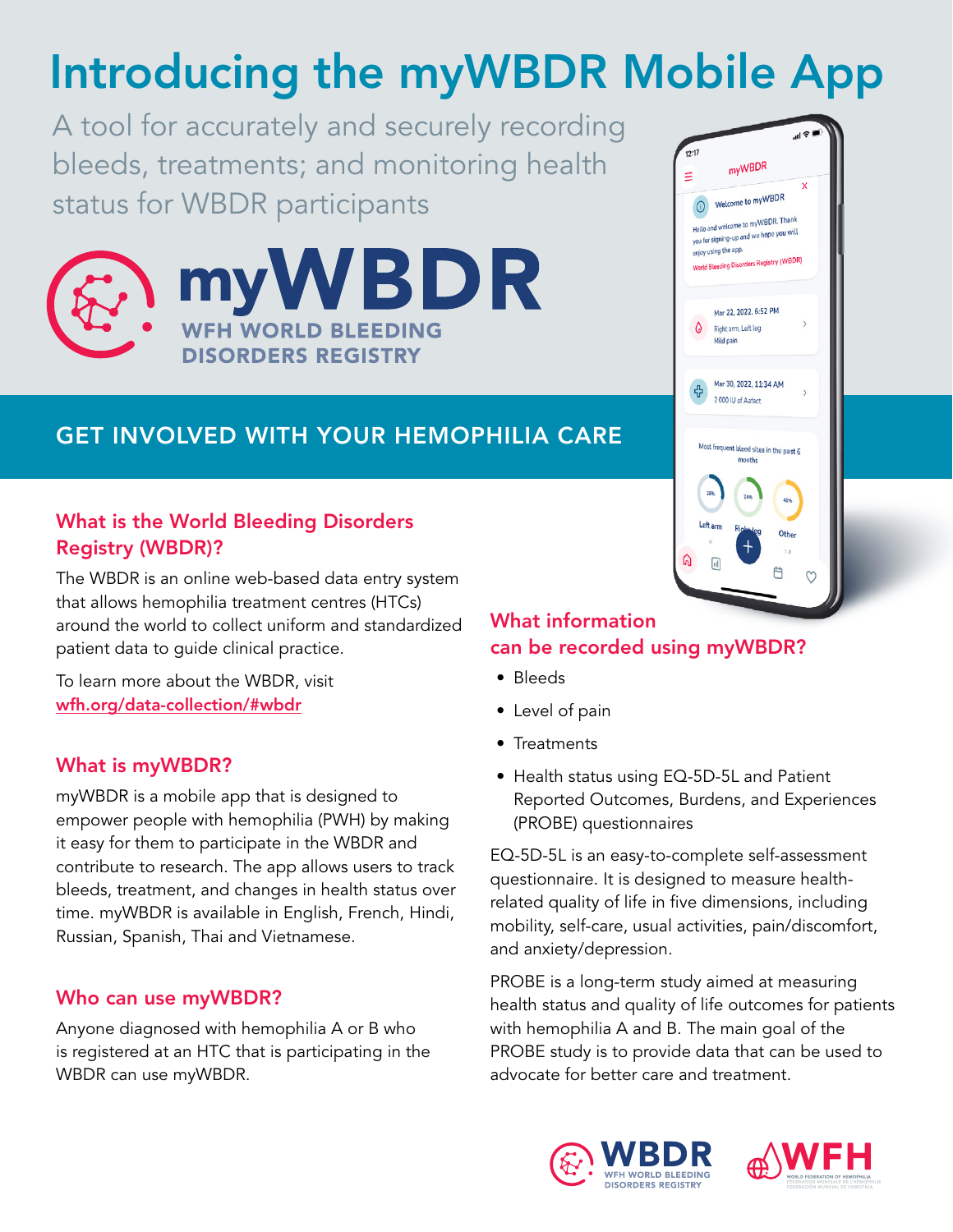# Introducing the myWBDR Mobile App

A tool for accurately and securely recording bleeds, treatments; and monitoring health status for WBDR participants

myWBDR
WFH WORLD BLEEDING DISORDERS REGISTRY

## GET INVOLVED WITH YOUR HEMOPHILIA CARE

### What is the World Bleeding Disorders Registry (WBDR)?

The WBDR is an online web-based data entry system that allows hemophilia treatment centres (HTCs) around the world to collect uniform and standardized patient data to guide clinical practice.

To learn more about the WBDR, visit [wfh.org/data-collection/#wbdr](wfh.org/data-collection/#wbdr)

### What is myWBDR?

myWBDR is a mobile app that is designed to empower people with hemophilia (PWH) by making it easy for them to participate in the WBDR and contribute to research. The app allows users to track bleeds, treatment, and changes in health status over time. myWBDR is available in English, French, Hindi, Russian, Spanish, Thai and Vietnamese.

### Who can use myWBDR?

Anyone diagnosed with hemophilia A or B who is registered at an HTC that is participating in the WBDR can use myWBDR.

### What information can be recorded using myWBDR?

- Bleeds
- Level of pain
- Treatments
- Health status using EQ-5D-5L and Patient Reported Outcomes, Burdens, and Experiences (PROBE) questionnaires

EQ-5D-5L is an easy-to-complete self-assessment questionnaire. It is designed to measure health-related quality of life in five dimensions, including mobility, self-care, usual activities, pain/discomfort, and anxiety/depression.

PROBE is a long-term study aimed at measuring health status and quality of life outcomes for patients with hemophilia A and B. The main goal of the PROBE study is to provide data that can be used to advocate for better care and treatment.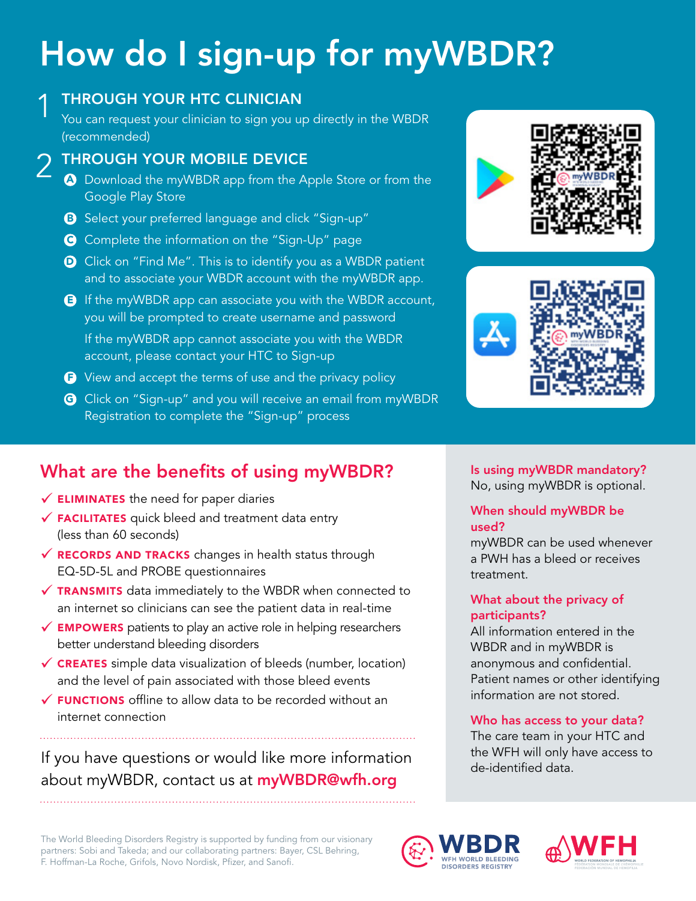# How do I sign-up for myWBDR?

## 1 THROUGH YOUR HTC CLINICIAN

You can request your clinician to sign you up directly in the WBDR (recommended)

## 2 THROUGH YOUR MOBILE DEVICE

- **A** Download the myWBDR app from the Apple Store or from the Google Play Store
- **B** Select your preferred language and click "Sign-up"
- **C** Complete the information on the "Sign-Up" page
- **D** Click on "Find Me". This is to identify you as a WBDR patient and to associate your WBDR account with the myWBDR app.
- **E** If the myWBDR app can associate you with the WBDR account, you will be prompted to create username and password

  If the myWBDR app cannot associate you with the WBDR account, please contact your HTC to Sign-up
- **F** View and accept the terms of use and the privacy policy
- **G** Click on "Sign-up" and you will receive an email from myWBDR Registration to complete the "Sign-up" process

## What are the benefits of using myWBDR?

- ✓ **ELIMINATES** the need for paper diaries
- ✓ **FACILITATES** quick bleed and treatment data entry (less than 60 seconds)
- ✓ **RECORDS AND TRACKS** changes in health status through EQ-5D-5L and PROBE questionnaires
- ✓ **TRANSMITS** data immediately to the WBDR when connected to an internet so clinicians can see the patient data in real-time
- ✓ **EMPOWERS** patients to play an active role in helping researchers better understand bleeding disorders
- ✓ **CREATES** simple data visualization of bleeds (number, location) and the level of pain associated with those bleed events
- ✓ **FUNCTIONS** offline to allow data to be recorded without an internet connection

If you have questions or would like more information about myWBDR, contact us at **myWBDR@wfh.org**

**Is using myWBDR mandatory?**
No, using myWBDR is optional.

**When should myWBDR be used?**
myWBDR can be used whenever a PWH has a bleed or receives treatment.

**What about the privacy of participants?**
All information entered in the WBDR and in myWBDR is anonymous and confidential. Patient names or other identifying information are not stored.

**Who has access to your data?**
The care team in your HTC and the WFH will only have access to de-identified data.

The World Bleeding Disorders Registry is supported by funding from our visionary partners: Sobi and Takeda; and our collaborating partners: Bayer, CSL Behring, F. Hoffman-La Roche, Grifols, Novo Nordisk, Pfizer, and Sanofi.